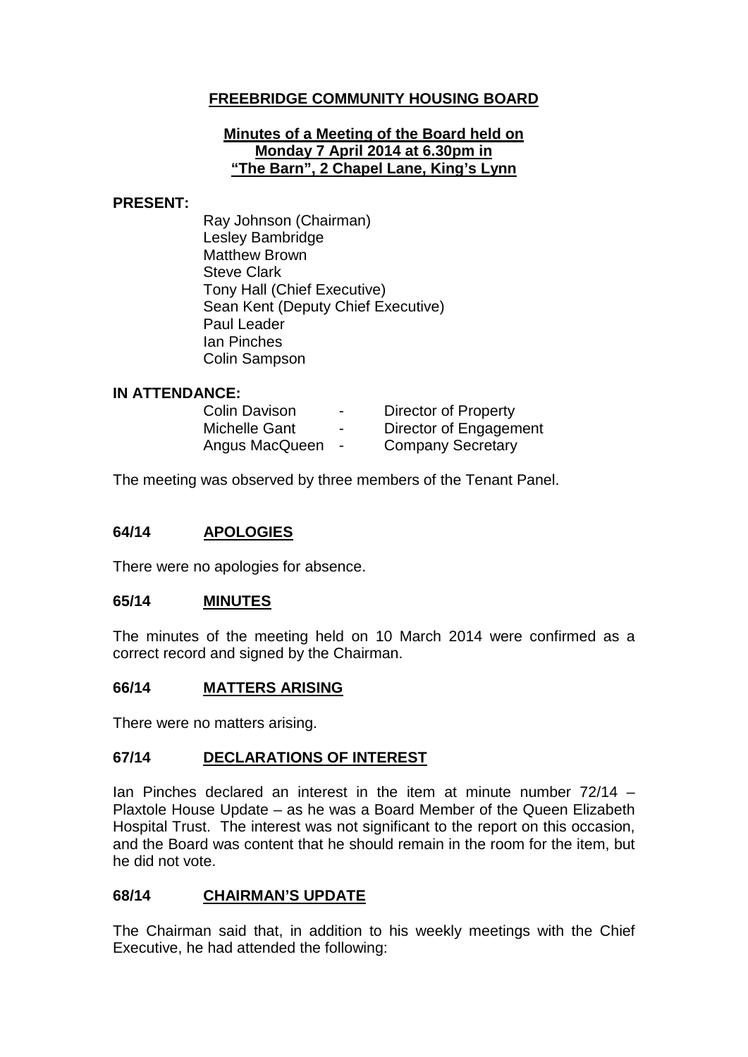# FREEBRIDGE COMMUNITY HOUSING BOARD

**Minutes of a Meeting of the Board held on Monday 7 April 2014 at 6.30pm in "The Barn", 2 Chapel Lane, King's Lynn**

**PRESENT:**

Ray Johnson (Chairman)
Lesley Bambridge
Matthew Brown
Steve Clark
Tony Hall (Chief Executive)
Sean Kent (Deputy Chief Executive)
Paul Leader
Ian Pinches
Colin Sampson

**IN ATTENDANCE:**

| | | |
|---|---|---|
| Colin Davison | - | Director of Property |
| Michelle Gant | - | Director of Engagement |
| Angus MacQueen | - | Company Secretary |

The meeting was observed by three members of the Tenant Panel.

## 64/14 APOLOGIES

There were no apologies for absence.

## 65/14 MINUTES

The minutes of the meeting held on 10 March 2014 were confirmed as a correct record and signed by the Chairman.

## 66/14 MATTERS ARISING

There were no matters arising.

## 67/14 DECLARATIONS OF INTEREST

Ian Pinches declared an interest in the item at minute number 72/14 – Plaxtole House Update – as he was a Board Member of the Queen Elizabeth Hospital Trust. The interest was not significant to the report on this occasion, and the Board was content that he should remain in the room for the item, but he did not vote.

## 68/14 CHAIRMAN'S UPDATE

The Chairman said that, in addition to his weekly meetings with the Chief Executive, he had attended the following: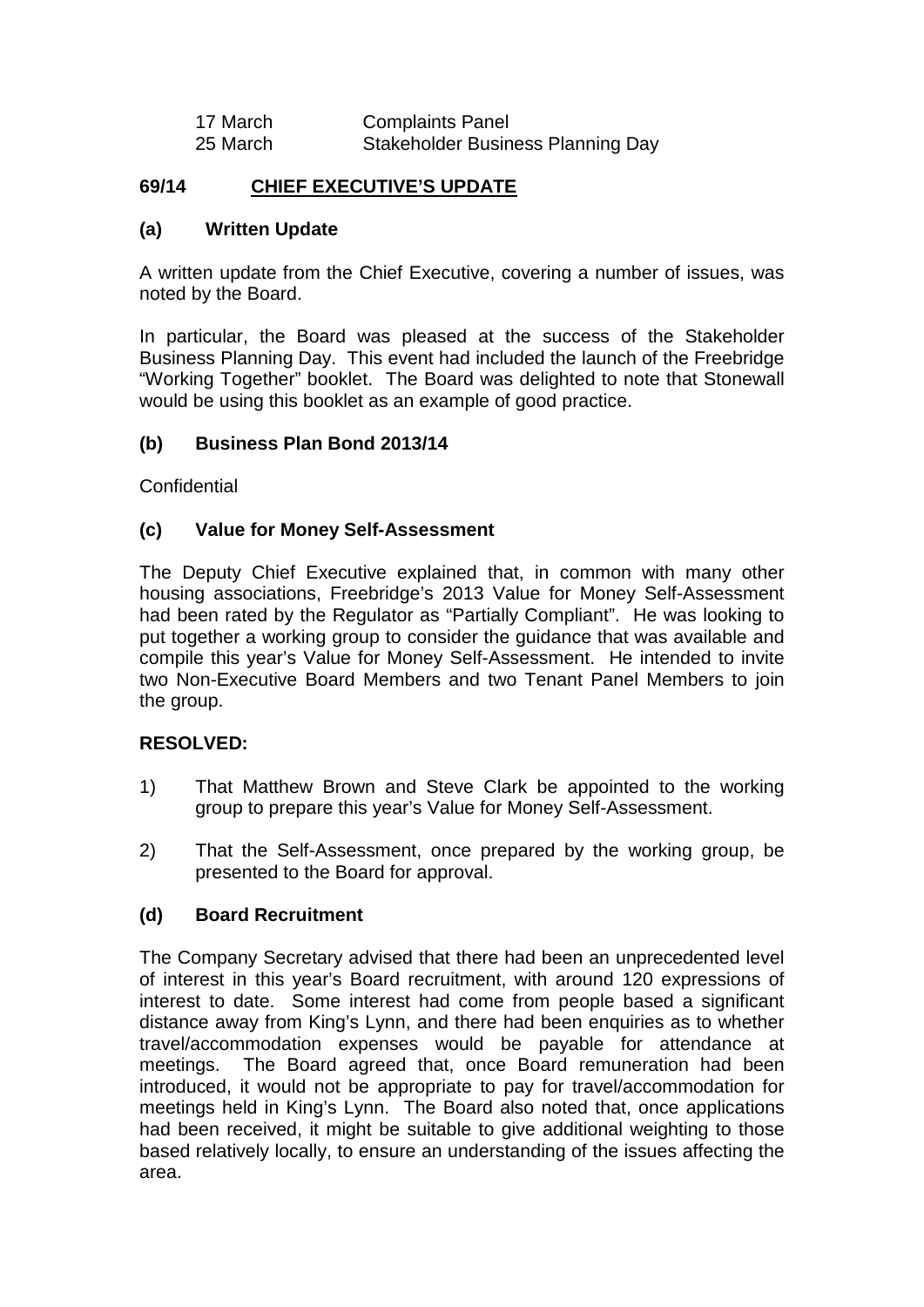| | |
|---|---|
| 17 March | Complaints Panel |
| 25 March | Stakeholder Business Planning Day |

## 69/14 CHIEF EXECUTIVE'S UPDATE

### (a) Written Update

A written update from the Chief Executive, covering a number of issues, was noted by the Board.

In particular, the Board was pleased at the success of the Stakeholder Business Planning Day. This event had included the launch of the Freebridge "Working Together" booklet. The Board was delighted to note that Stonewall would be using this booklet as an example of good practice.

### (b) Business Plan Bond 2013/14

Confidential

### (c) Value for Money Self-Assessment

The Deputy Chief Executive explained that, in common with many other housing associations, Freebridge's 2013 Value for Money Self-Assessment had been rated by the Regulator as "Partially Compliant". He was looking to put together a working group to consider the guidance that was available and compile this year's Value for Money Self-Assessment. He intended to invite two Non-Executive Board Members and two Tenant Panel Members to join the group.

**RESOLVED:**

1) That Matthew Brown and Steve Clark be appointed to the working group to prepare this year's Value for Money Self-Assessment.

2) That the Self-Assessment, once prepared by the working group, be presented to the Board for approval.

### (d) Board Recruitment

The Company Secretary advised that there had been an unprecedented level of interest in this year's Board recruitment, with around 120 expressions of interest to date. Some interest had come from people based a significant distance away from King's Lynn, and there had been enquiries as to whether travel/accommodation expenses would be payable for attendance at meetings. The Board agreed that, once Board remuneration had been introduced, it would not be appropriate to pay for travel/accommodation for meetings held in King's Lynn. The Board also noted that, once applications had been received, it might be suitable to give additional weighting to those based relatively locally, to ensure an understanding of the issues affecting the area.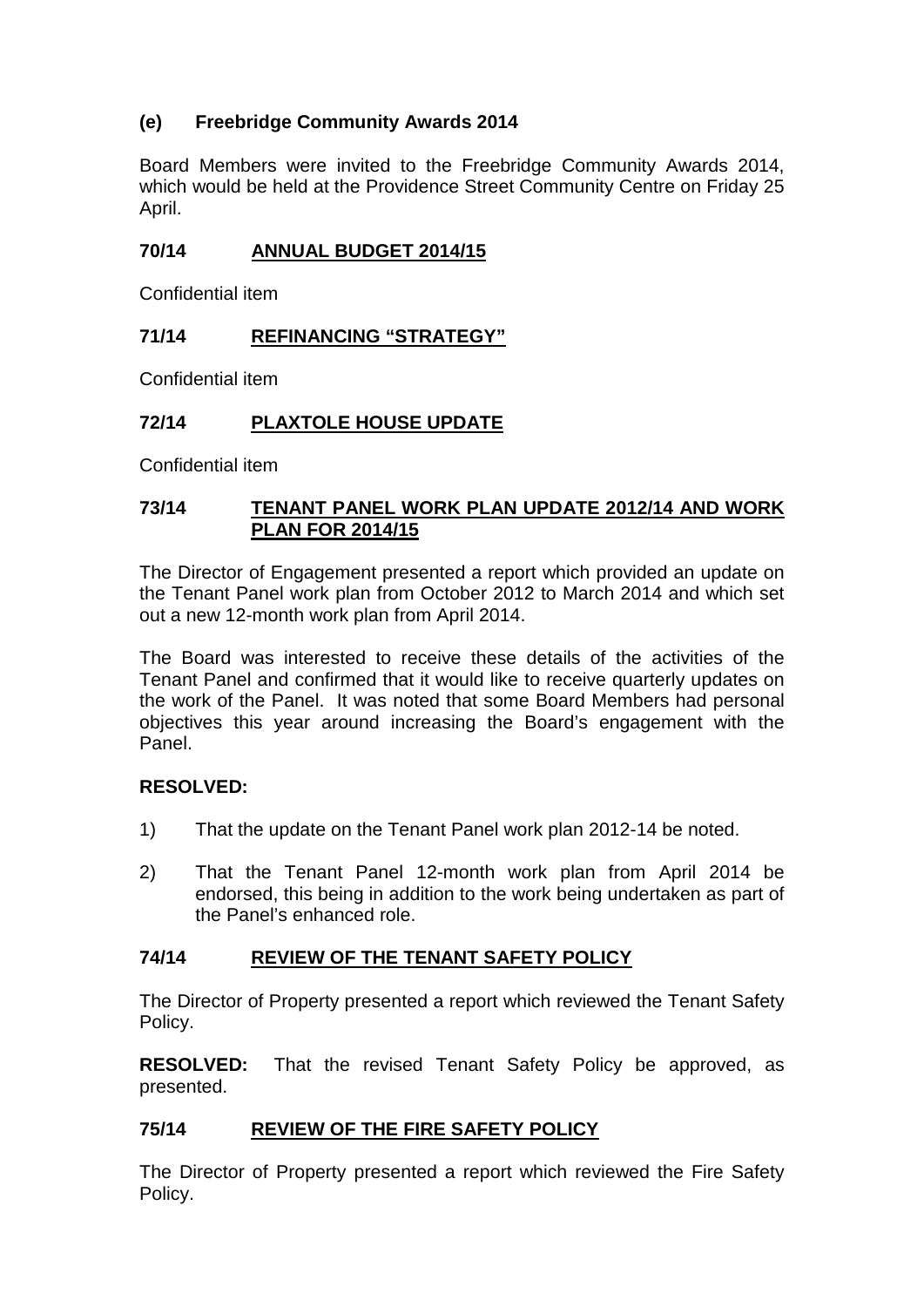### (e) Freebridge Community Awards 2014

Board Members were invited to the Freebridge Community Awards 2014, which would be held at the Providence Street Community Centre on Friday 25 April.

## 70/14 ANNUAL BUDGET 2014/15

Confidential item

## 71/14 REFINANCING "STRATEGY"

Confidential item

## 72/14 PLAXTOLE HOUSE UPDATE

Confidential item

## 73/14 TENANT PANEL WORK PLAN UPDATE 2012/14 AND WORK PLAN FOR 2014/15

The Director of Engagement presented a report which provided an update on the Tenant Panel work plan from October 2012 to March 2014 and which set out a new 12-month work plan from April 2014.

The Board was interested to receive these details of the activities of the Tenant Panel and confirmed that it would like to receive quarterly updates on the work of the Panel. It was noted that some Board Members had personal objectives this year around increasing the Board's engagement with the Panel.

**RESOLVED:**

1) That the update on the Tenant Panel work plan 2012-14 be noted.

2) That the Tenant Panel 12-month work plan from April 2014 be endorsed, this being in addition to the work being undertaken as part of the Panel's enhanced role.

## 74/14 REVIEW OF THE TENANT SAFETY POLICY

The Director of Property presented a report which reviewed the Tenant Safety Policy.

**RESOLVED:** That the revised Tenant Safety Policy be approved, as presented.

## 75/14 REVIEW OF THE FIRE SAFETY POLICY

The Director of Property presented a report which reviewed the Fire Safety Policy.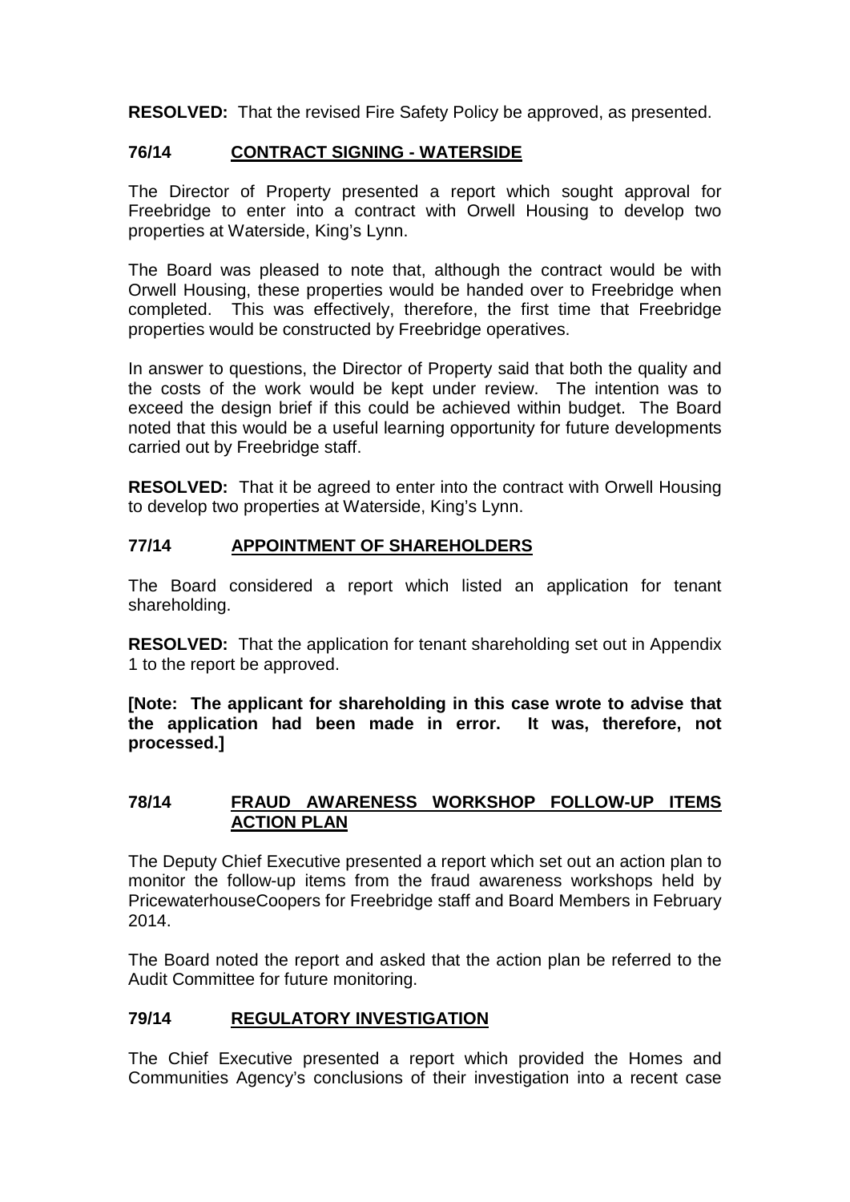**RESOLVED:** That the revised Fire Safety Policy be approved, as presented.

## 76/14 CONTRACT SIGNING - WATERSIDE

The Director of Property presented a report which sought approval for Freebridge to enter into a contract with Orwell Housing to develop two properties at Waterside, King's Lynn.

The Board was pleased to note that, although the contract would be with Orwell Housing, these properties would be handed over to Freebridge when completed. This was effectively, therefore, the first time that Freebridge properties would be constructed by Freebridge operatives.

In answer to questions, the Director of Property said that both the quality and the costs of the work would be kept under review. The intention was to exceed the design brief if this could be achieved within budget. The Board noted that this would be a useful learning opportunity for future developments carried out by Freebridge staff.

**RESOLVED:** That it be agreed to enter into the contract with Orwell Housing to develop two properties at Waterside, King's Lynn.

## 77/14 APPOINTMENT OF SHAREHOLDERS

The Board considered a report which listed an application for tenant shareholding.

**RESOLVED:** That the application for tenant shareholding set out in Appendix 1 to the report be approved.

**[Note: The applicant for shareholding in this case wrote to advise that the application had been made in error. It was, therefore, not processed.]**

## 78/14 FRAUD AWARENESS WORKSHOP FOLLOW-UP ITEMS ACTION PLAN

The Deputy Chief Executive presented a report which set out an action plan to monitor the follow-up items from the fraud awareness workshops held by PricewaterhouseCoopers for Freebridge staff and Board Members in February 2014.

The Board noted the report and asked that the action plan be referred to the Audit Committee for future monitoring.

## 79/14 REGULATORY INVESTIGATION

The Chief Executive presented a report which provided the Homes and Communities Agency's conclusions of their investigation into a recent case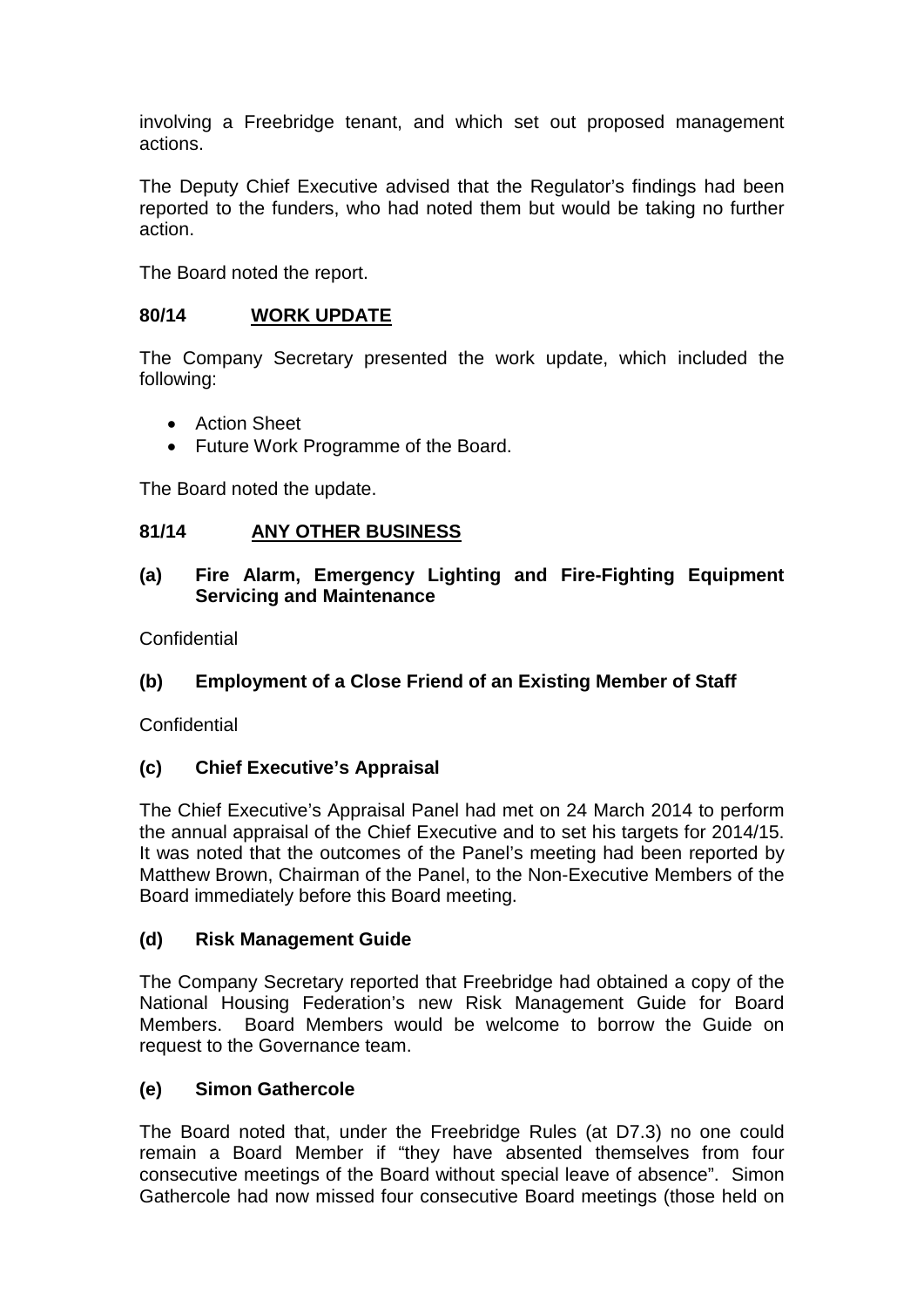involving a Freebridge tenant, and which set out proposed management actions.

The Deputy Chief Executive advised that the Regulator's findings had been reported to the funders, who had noted them but would be taking no further action.

The Board noted the report.

**80/14 WORK UPDATE**

The Company Secretary presented the work update, which included the following:

- Action Sheet
- Future Work Programme of the Board.

The Board noted the update.

**81/14 ANY OTHER BUSINESS**

**(a) Fire Alarm, Emergency Lighting and Fire-Fighting Equipment Servicing and Maintenance**

Confidential

**(b) Employment of a Close Friend of an Existing Member of Staff**

Confidential

**(c) Chief Executive's Appraisal**

The Chief Executive's Appraisal Panel had met on 24 March 2014 to perform the annual appraisal of the Chief Executive and to set his targets for 2014/15. It was noted that the outcomes of the Panel's meeting had been reported by Matthew Brown, Chairman of the Panel, to the Non-Executive Members of the Board immediately before this Board meeting.

**(d) Risk Management Guide**

The Company Secretary reported that Freebridge had obtained a copy of the National Housing Federation's new Risk Management Guide for Board Members. Board Members would be welcome to borrow the Guide on request to the Governance team.

**(e) Simon Gathercole**

The Board noted that, under the Freebridge Rules (at D7.3) no one could remain a Board Member if "they have absented themselves from four consecutive meetings of the Board without special leave of absence". Simon Gathercole had now missed four consecutive Board meetings (those held on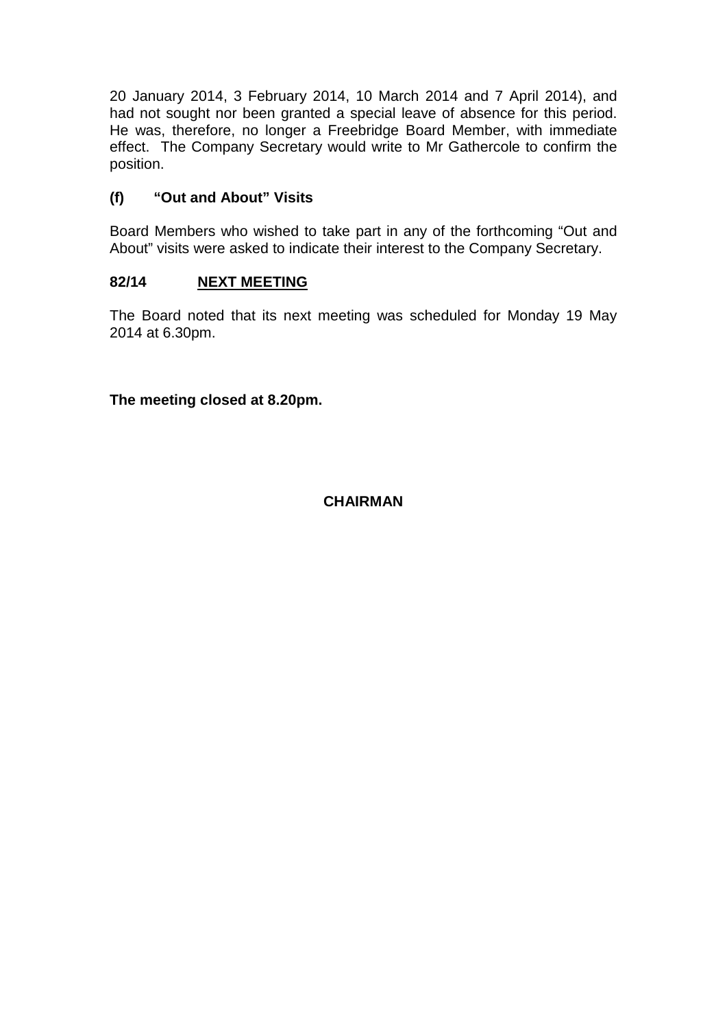20 January 2014, 3 February 2014, 10 March 2014 and 7 April 2014), and had not sought nor been granted a special leave of absence for this period. He was, therefore, no longer a Freebridge Board Member, with immediate effect. The Company Secretary would write to Mr Gathercole to confirm the position.

**(f) "Out and About" Visits**

Board Members who wished to take part in any of the forthcoming "Out and About" visits were asked to indicate their interest to the Company Secretary.

**82/14 NEXT MEETING**

The Board noted that its next meeting was scheduled for Monday 19 May 2014 at 6.30pm.

**The meeting closed at 8.20pm.**

**CHAIRMAN**